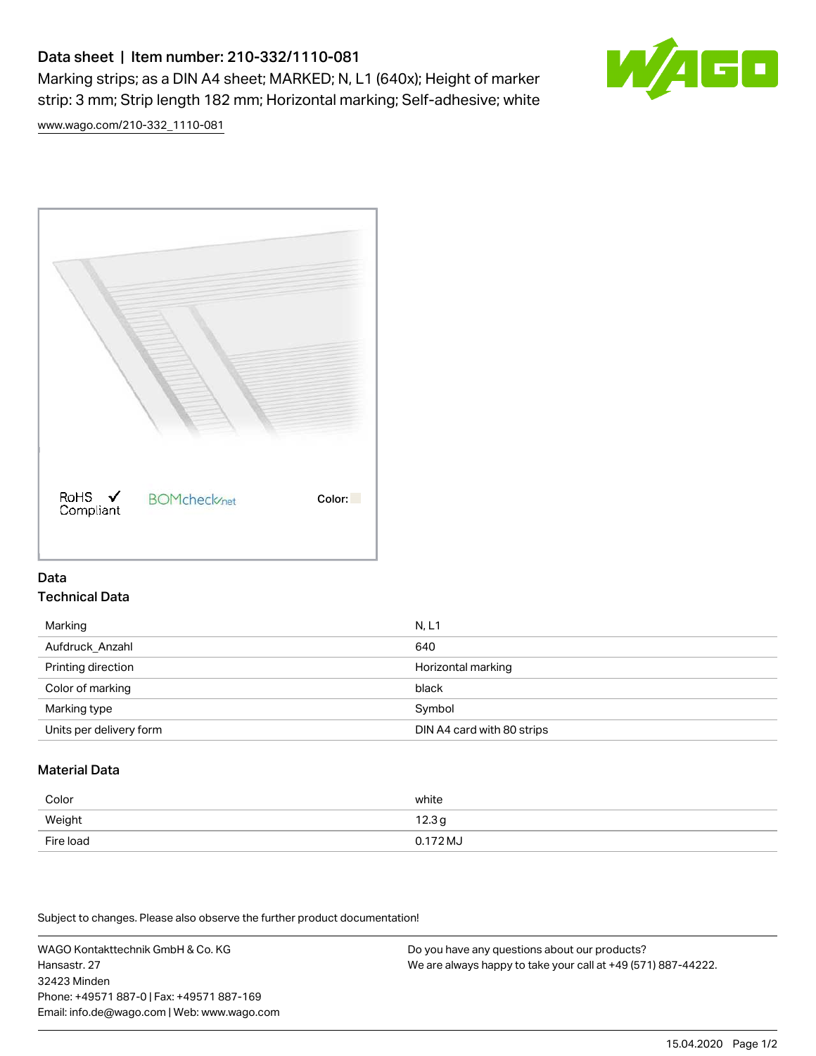# Data sheet | Item number: 210-332/1110-081

Marking strips; as a DIN A4 sheet; MARKED; N, L1 (640x); Height of marker strip: 3 mm; Strip length 182 mm; Horizontal marking; Self-adhesive; white

www.wago.com/210-332_1110-081

RoHS Compliant ✓ BOMcheck.net Color:

## Data

### Technical Data

| | |
|---|---|
| Marking | N, L1 |
| Aufdruck_Anzahl | 640 |
| Printing direction | Horizontal marking |
| Color of marking | black |
| Marking type | Symbol |
| Units per delivery form | DIN A4 card with 80 strips |

### Material Data

| | |
|---|---|
| Color | white |
| Weight | 12.3 g |
| Fire load | 0.172 MJ |

Subject to changes. Please also observe the further product documentation!

WAGO Kontakttechnik GmbH & Co. KG
Hansastr. 27
32423 Minden
Phone: +49571 887-0 | Fax: +49571 887-169
Email: info.de@wago.com | Web: www.wago.com

Do you have any questions about our products?
We are always happy to take your call at +49 (571) 887-44222.

15.04.2020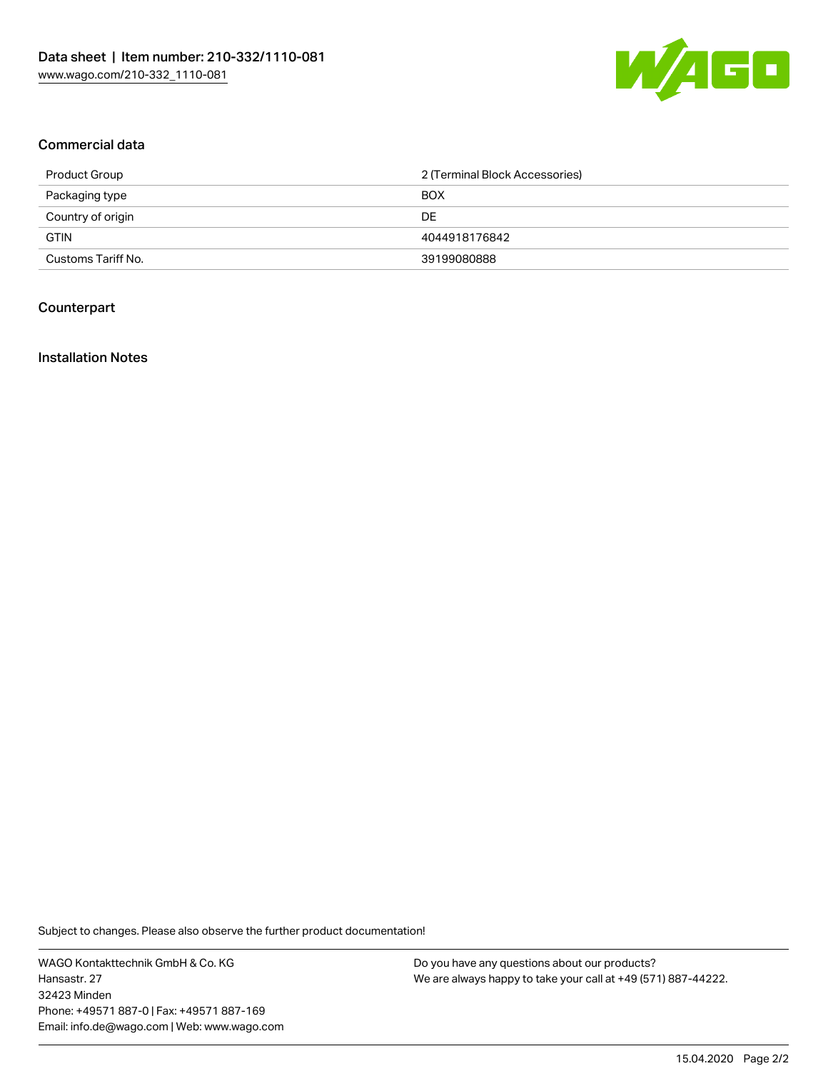## Commercial data

| | |
|---|---|
| Product Group | 2 (Terminal Block Accessories) |
| Packaging type | BOX |
| Country of origin | DE |
| GTIN | 4044918176842 |
| Customs Tariff No. | 39199080888 |

## Counterpart

## Installation Notes

Subject to changes. Please also observe the further product documentation!

WAGO Kontakttechnik GmbH & Co. KG
Hansastr. 27
32423 Minden
Phone: +49571 887-0 | Fax: +49571 887-169
Email: info.de@wago.com | Web: www.wago.com

Do you have any questions about our products?
We are always happy to take your call at +49 (571) 887-44222.

15.04.2020